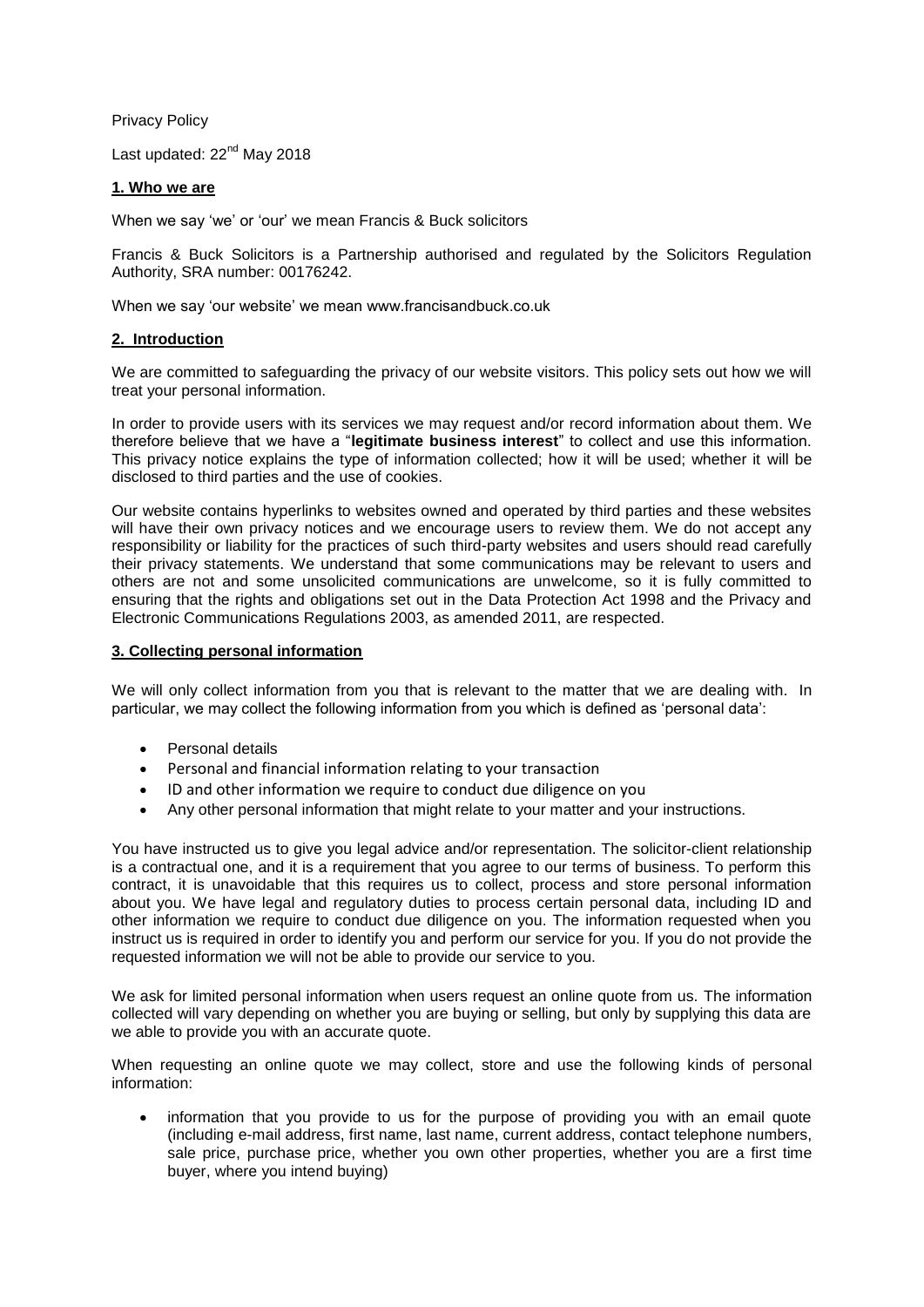Privacy Policy

Last updated: 22nd May 2018

## 1. Who we are

When we say 'we' or 'our' we mean Francis & Buck solicitors

Francis & Buck Solicitors is a Partnership authorised and regulated by the Solicitors Regulation Authority, SRA number: 00176242.

When we say 'our website' we mean www.francisandbuck.co.uk

## 2. Introduction

We are committed to safeguarding the privacy of our website visitors. This policy sets out how we will treat your personal information.

In order to provide users with its services we may request and/or record information about them. We therefore believe that we have a "**legitimate business interest**" to collect and use this information. This privacy notice explains the type of information collected; how it will be used; whether it will be disclosed to third parties and the use of cookies.

Our website contains hyperlinks to websites owned and operated by third parties and these websites will have their own privacy notices and we encourage users to review them. We do not accept any responsibility or liability for the practices of such third-party websites and users should read carefully their privacy statements. We understand that some communications may be relevant to users and others are not and some unsolicited communications are unwelcome, so it is fully committed to ensuring that the rights and obligations set out in the Data Protection Act 1998 and the Privacy and Electronic Communications Regulations 2003, as amended 2011, are respected.

## 3. Collecting personal information

We will only collect information from you that is relevant to the matter that we are dealing with. In particular, we may collect the following information from you which is defined as 'personal data':

- Personal details
- Personal and financial information relating to your transaction
- ID and other information we require to conduct due diligence on you
- Any other personal information that might relate to your matter and your instructions.

You have instructed us to give you legal advice and/or representation. The solicitor-client relationship is a contractual one, and it is a requirement that you agree to our terms of business. To perform this contract, it is unavoidable that this requires us to collect, process and store personal information about you. We have legal and regulatory duties to process certain personal data, including ID and other information we require to conduct due diligence on you. The information requested when you instruct us is required in order to identify you and perform our service for you. If you do not provide the requested information we will not be able to provide our service to you.

We ask for limited personal information when users request an online quote from us. The information collected will vary depending on whether you are buying or selling, but only by supplying this data are we able to provide you with an accurate quote.

When requesting an online quote we may collect, store and use the following kinds of personal information:

- information that you provide to us for the purpose of providing you with an email quote (including e-mail address, first name, last name, current address, contact telephone numbers, sale price, purchase price, whether you own other properties, whether you are a first time buyer, where you intend buying)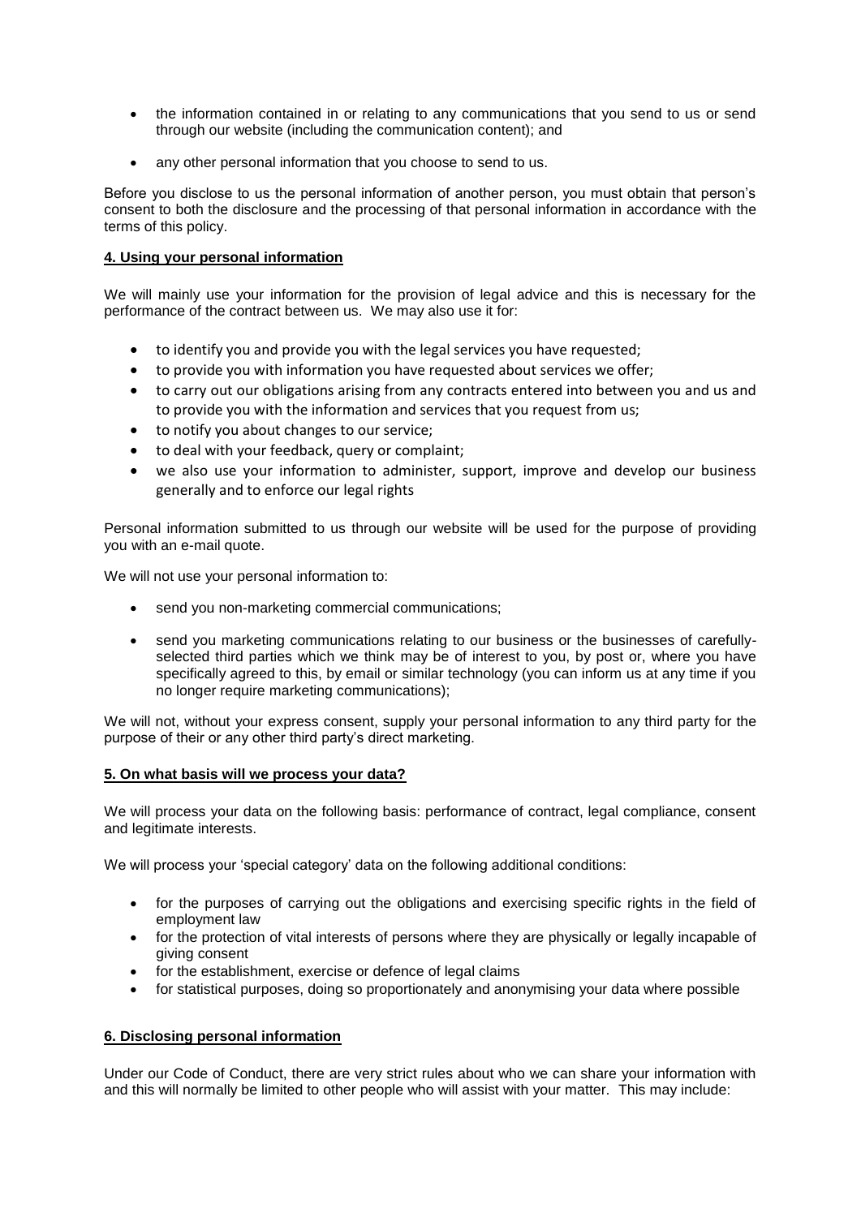- the information contained in or relating to any communications that you send to us or send through our website (including the communication content); and
- any other personal information that you choose to send to us.

Before you disclose to us the personal information of another person, you must obtain that person's consent to both the disclosure and the processing of that personal information in accordance with the terms of this policy.

## 4. Using your personal information

We will mainly use your information for the provision of legal advice and this is necessary for the performance of the contract between us. We may also use it for:

- to identify you and provide you with the legal services you have requested;
- to provide you with information you have requested about services we offer;
- to carry out our obligations arising from any contracts entered into between you and us and to provide you with the information and services that you request from us;
- to notify you about changes to our service;
- to deal with your feedback, query or complaint;
- we also use your information to administer, support, improve and develop our business generally and to enforce our legal rights

Personal information submitted to us through our website will be used for the purpose of providing you with an e-mail quote.

We will not use your personal information to:

- send you non-marketing commercial communications;
- send you marketing communications relating to our business or the businesses of carefully-selected third parties which we think may be of interest to you, by post or, where you have specifically agreed to this, by email or similar technology (you can inform us at any time if you no longer require marketing communications);

We will not, without your express consent, supply your personal information to any third party for the purpose of their or any other third party's direct marketing.

## 5. On what basis will we process your data?

We will process your data on the following basis: performance of contract, legal compliance, consent and legitimate interests.

We will process your 'special category' data on the following additional conditions:

- for the purposes of carrying out the obligations and exercising specific rights in the field of employment law
- for the protection of vital interests of persons where they are physically or legally incapable of giving consent
- for the establishment, exercise or defence of legal claims
- for statistical purposes, doing so proportionately and anonymising your data where possible

## 6. Disclosing personal information

Under our Code of Conduct, there are very strict rules about who we can share your information with and this will normally be limited to other people who will assist with your matter. This may include: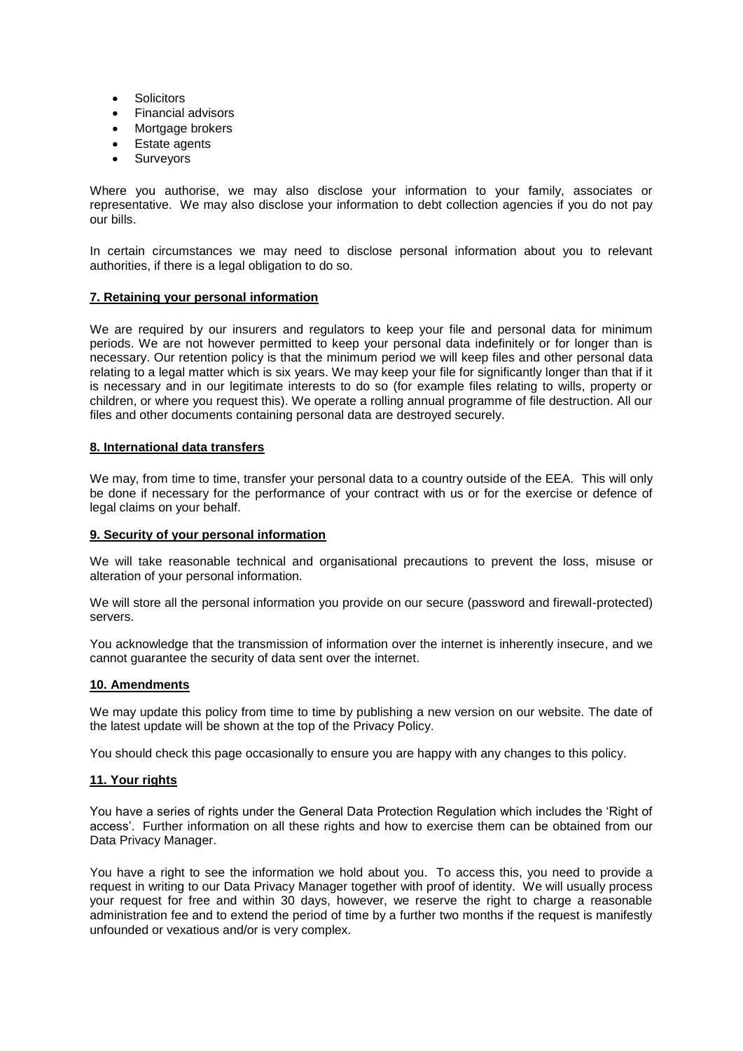- Solicitors
- Financial advisors
- Mortgage brokers
- Estate agents
- Surveyors

Where you authorise, we may also disclose your information to your family, associates or representative. We may also disclose your information to debt collection agencies if you do not pay our bills.

In certain circumstances we may need to disclose personal information about you to relevant authorities, if there is a legal obligation to do so.

## 7. Retaining your personal information

We are required by our insurers and regulators to keep your file and personal data for minimum periods. We are not however permitted to keep your personal data indefinitely or for longer than is necessary. Our retention policy is that the minimum period we will keep files and other personal data relating to a legal matter which is six years. We may keep your file for significantly longer than that if it is necessary and in our legitimate interests to do so (for example files relating to wills, property or children, or where you request this). We operate a rolling annual programme of file destruction. All our files and other documents containing personal data are destroyed securely.

## 8. International data transfers

We may, from time to time, transfer your personal data to a country outside of the EEA. This will only be done if necessary for the performance of your contract with us or for the exercise or defence of legal claims on your behalf.

## 9. Security of your personal information

We will take reasonable technical and organisational precautions to prevent the loss, misuse or alteration of your personal information.

We will store all the personal information you provide on our secure (password and firewall-protected) servers.

You acknowledge that the transmission of information over the internet is inherently insecure, and we cannot guarantee the security of data sent over the internet.

## 10. Amendments

We may update this policy from time to time by publishing a new version on our website. The date of the latest update will be shown at the top of the Privacy Policy.

You should check this page occasionally to ensure you are happy with any changes to this policy.

## 11. Your rights

You have a series of rights under the General Data Protection Regulation which includes the 'Right of access'. Further information on all these rights and how to exercise them can be obtained from our Data Privacy Manager.

You have a right to see the information we hold about you. To access this, you need to provide a request in writing to our Data Privacy Manager together with proof of identity. We will usually process your request for free and within 30 days, however, we reserve the right to charge a reasonable administration fee and to extend the period of time by a further two months if the request is manifestly unfounded or vexatious and/or is very complex.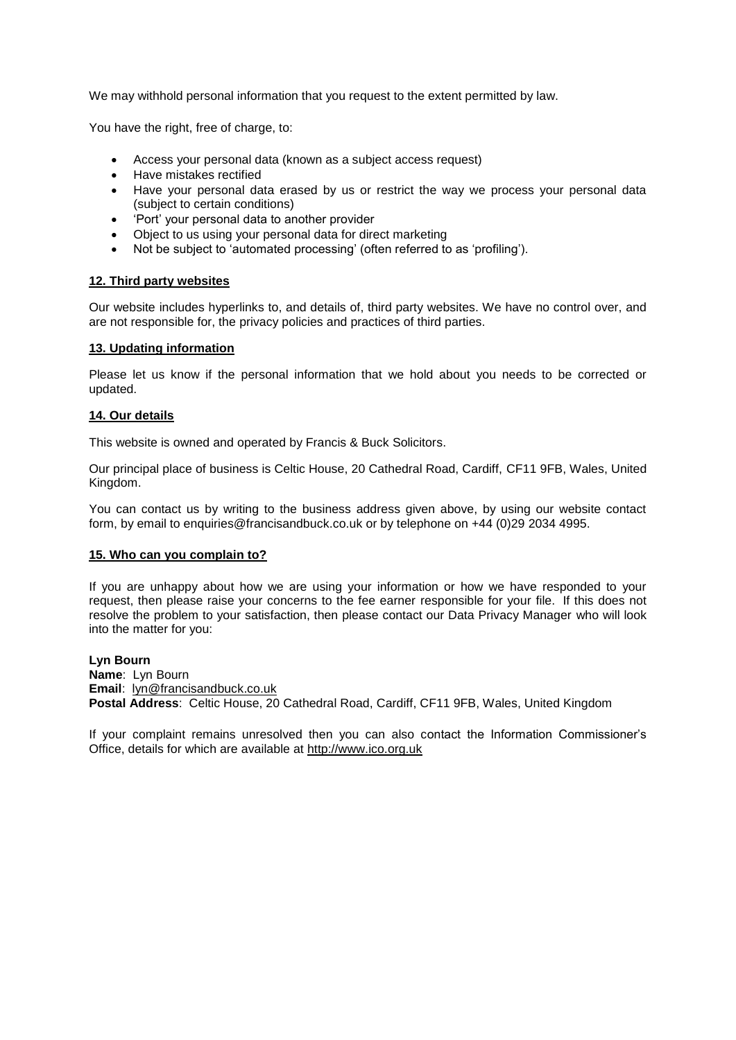We may withhold personal information that you request to the extent permitted by law.

You have the right, free of charge, to:

- Access your personal data (known as a subject access request)
- Have mistakes rectified
- Have your personal data erased by us or restrict the way we process your personal data (subject to certain conditions)
- 'Port' your personal data to another provider
- Object to us using your personal data for direct marketing
- Not be subject to 'automated processing' (often referred to as 'profiling').

**12. Third party websites**

Our website includes hyperlinks to, and details of, third party websites. We have no control over, and are not responsible for, the privacy policies and practices of third parties.

**13. Updating information**

Please let us know if the personal information that we hold about you needs to be corrected or updated.

**14. Our details**

This website is owned and operated by Francis & Buck Solicitors.

Our principal place of business is Celtic House, 20 Cathedral Road, Cardiff, CF11 9FB, Wales, United Kingdom.

You can contact us by writing to the business address given above, by using our website contact form, by email to enquiries@francisandbuck.co.uk or by telephone on +44 (0)29 2034 4995.

**15. Who can you complain to?**

If you are unhappy about how we are using your information or how we have responded to your request, then please raise your concerns to the fee earner responsible for your file. If this does not resolve the problem to your satisfaction, then please contact our Data Privacy Manager who will look into the matter for you:

**Lyn Bourn**
**Name**: Lyn Bourn
**Email**: lyn@francisandbuck.co.uk
**Postal Address**: Celtic House, 20 Cathedral Road, Cardiff, CF11 9FB, Wales, United Kingdom

If your complaint remains unresolved then you can also contact the Information Commissioner's Office, details for which are available at http://www.ico.org.uk